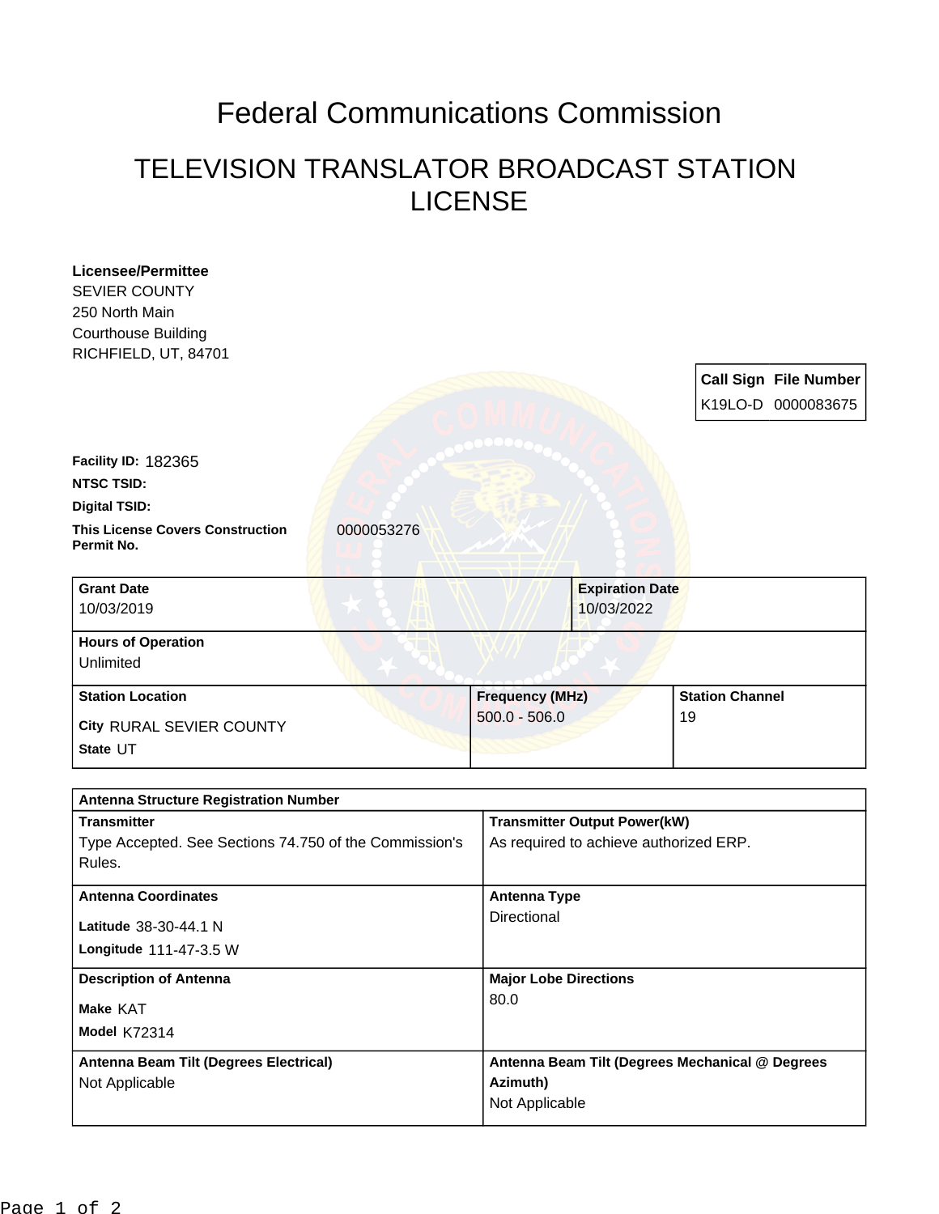# Federal Communications Commission

## TELEVISION TRANSLATOR BROADCAST STATION LICENSE

**Licensee/Permittee**
SEVIER COUNTY
250 North Main
Courthouse Building
RICHFIELD, UT, 84701

| Call Sign | File Number |
|---|---|
| K19LO-D | 0000083675 |

**Facility ID:** 182365

**NTSC TSID:**

**Digital TSID:**

**This License Covers Construction Permit No.** 0000053276

| Grant Date | Expiration Date |
|---|---|
| 10/03/2019 | 10/03/2022 |

**Hours of Operation**
Unlimited

| Station Location | Frequency (MHz) | Station Channel |
|---|---|---|
| City RURAL SEVIER COUNTY<br>State UT | 500.0 - 506.0 | 19 |

**Antenna Structure Registration Number**

| Transmitter | Transmitter Output Power(kW) |
|---|---|
| Type Accepted. See Sections 74.750 of the Commission's Rules. | As required to achieve authorized ERP. |

| Antenna Coordinates | Antenna Type |
|---|---|
| Latitude 38-30-44.1 N<br>Longitude 111-47-3.5 W | Directional |

| Description of Antenna | Major Lobe Directions |
|---|---|
| Make KAT<br>Model K72314 | 80.0 |

| Antenna Beam Tilt (Degrees Electrical) | Antenna Beam Tilt (Degrees Mechanical @ Degrees Azimuth) |
|---|---|
| Not Applicable | Not Applicable |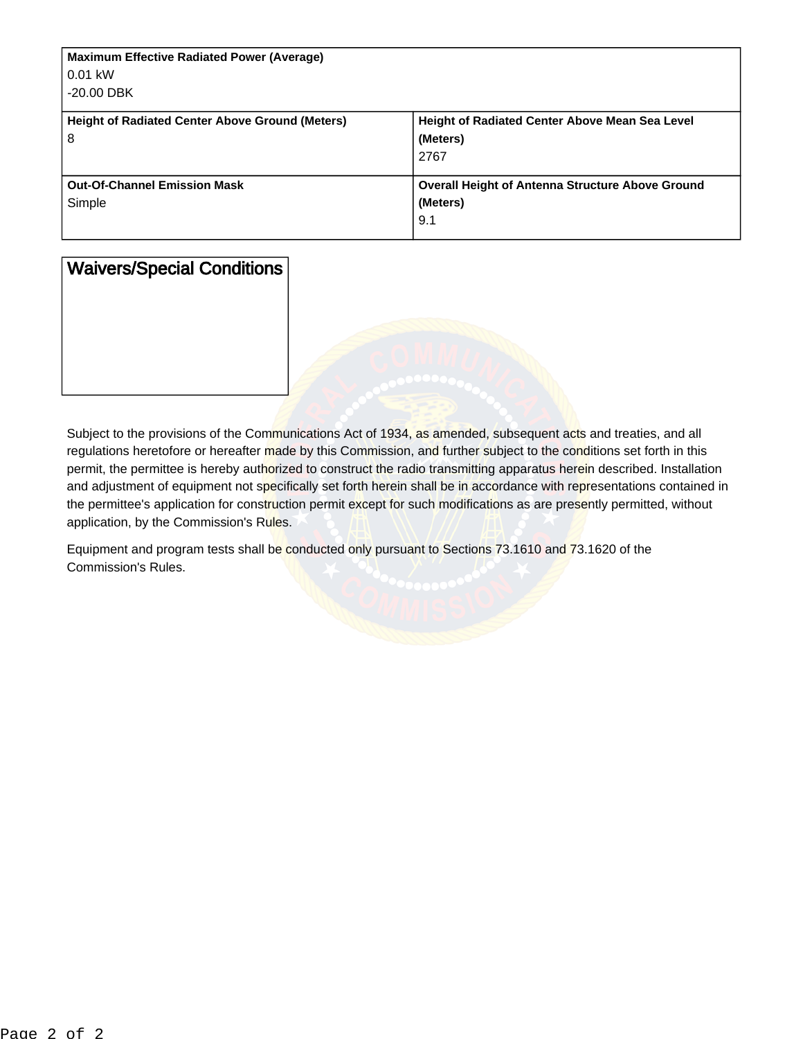| | |
|---|---|
| **Maximum Effective Radiated Power (Average)**<br>0.01 kW<br>-20.00 DBK | |
| **Height of Radiated Center Above Ground (Meters)**<br>8 | **Height of Radiated Center Above Mean Sea Level (Meters)**<br>2767 |
| **Out-Of-Channel Emission Mask**<br>Simple | **Overall Height of Antenna Structure Above Ground (Meters)**<br>9.1 |

| Waivers/Special Conditions |
|---|
| |

Subject to the provisions of the Communications Act of 1934, as amended, subsequent acts and treaties, and all regulations heretofore or hereafter made by this Commission, and further subject to the conditions set forth in this permit, the permittee is hereby authorized to construct the radio transmitting apparatus herein described. Installation and adjustment of equipment not specifically set forth herein shall be in accordance with representations contained in the permittee's application for construction permit except for such modifications as are presently permitted, without application, by the Commission's Rules.

Equipment and program tests shall be conducted only pursuant to Sections 73.1610 and 73.1620 of the Commission's Rules.